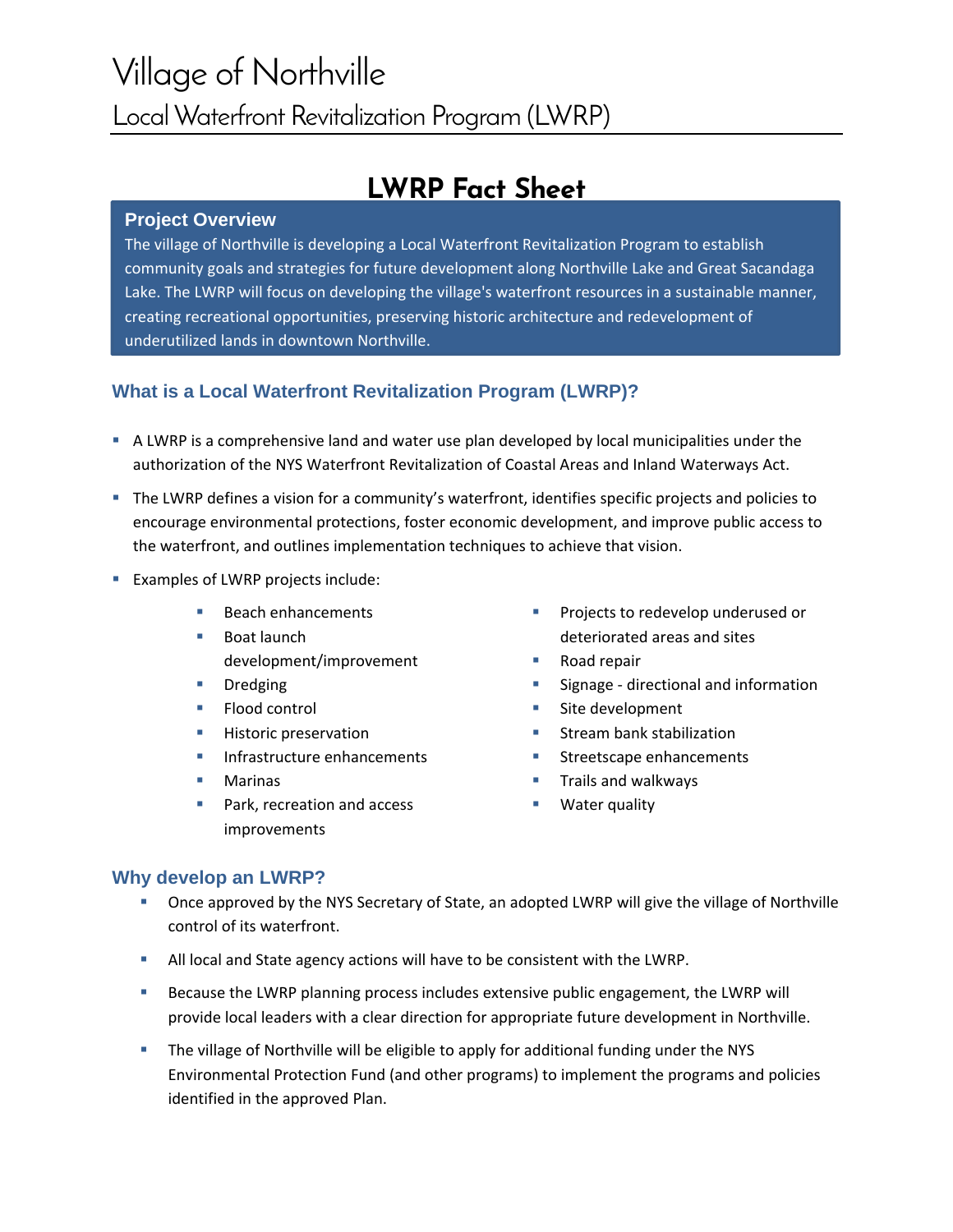# Village of Northville

## Local Waterfront Revitalization Program (LWRP)

# LWRP Fact Sheet

### Project Overview

The village of Northville is developing a Local Waterfront Revitalization Program to establish community goals and strategies for future development along Northville Lake and Great Sacandaga Lake. The LWRP will focus on developing the village's waterfront resources in a sustainable manner, creating recreational opportunities, preserving historic architecture and redevelopment of underutilized lands in downtown Northville.

### What is a Local Waterfront Revitalization Program (LWRP)?

- A LWRP is a comprehensive land and water use plan developed by local municipalities under the authorization of the NYS Waterfront Revitalization of Coastal Areas and Inland Waterways Act.
- The LWRP defines a vision for a community's waterfront, identifies specific projects and policies to encourage environmental protections, foster economic development, and improve public access to the waterfront, and outlines implementation techniques to achieve that vision.
- Examples of LWRP projects include:
  - Beach enhancements
  - Boat launch development/improvement
  - Dredging
  - Flood control
  - Historic preservation
  - Infrastructure enhancements
  - Marinas
  - Park, recreation and access improvements
  - Projects to redevelop underused or deteriorated areas and sites
  - Road repair
  - Signage - directional and information
  - Site development
  - Stream bank stabilization
  - Streetscape enhancements
  - Trails and walkways
  - Water quality

### Why develop an LWRP?

- Once approved by the NYS Secretary of State, an adopted LWRP will give the village of Northville control of its waterfront.
- All local and State agency actions will have to be consistent with the LWRP.
- Because the LWRP planning process includes extensive public engagement, the LWRP will provide local leaders with a clear direction for appropriate future development in Northville.
- The village of Northville will be eligible to apply for additional funding under the NYS Environmental Protection Fund (and other programs) to implement the programs and policies identified in the approved Plan.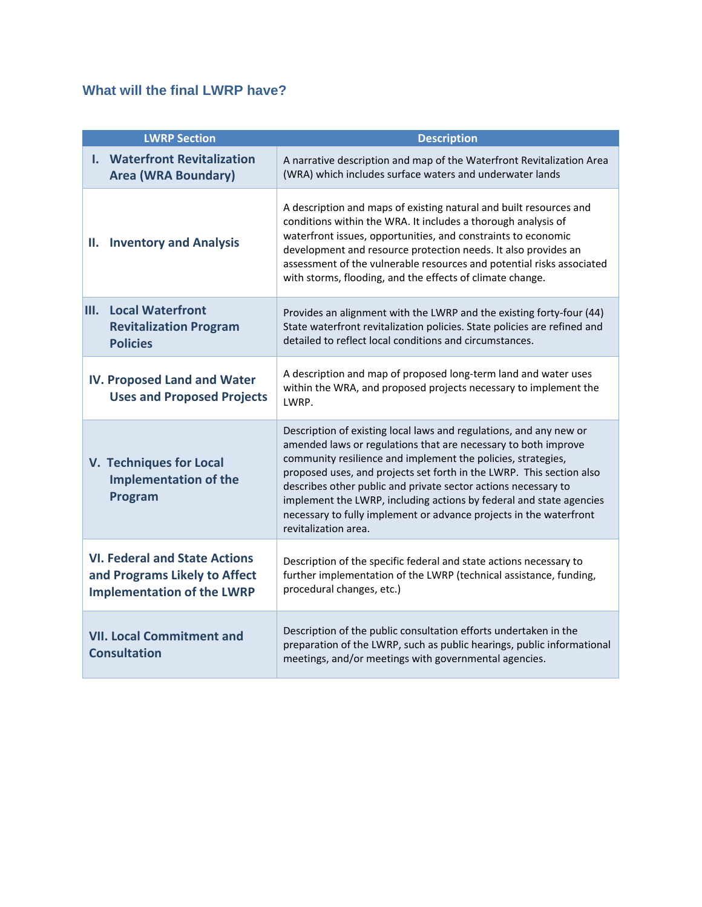### What will the final LWRP have?

| LWRP Section | Description |
| --- | --- |
| **I. Waterfront Revitalization Area (WRA Boundary)** | A narrative description and map of the Waterfront Revitalization Area (WRA) which includes surface waters and underwater lands |
| **II. Inventory and Analysis** | A description and maps of existing natural and built resources and conditions within the WRA. It includes a thorough analysis of waterfront issues, opportunities, and constraints to economic development and resource protection needs. It also provides an assessment of the vulnerable resources and potential risks associated with storms, flooding, and the effects of climate change. |
| **III. Local Waterfront Revitalization Program Policies** | Provides an alignment with the LWRP and the existing forty-four (44) State waterfront revitalization policies. State policies are refined and detailed to reflect local conditions and circumstances. |
| **IV. Proposed Land and Water Uses and Proposed Projects** | A description and map of proposed long-term land and water uses within the WRA, and proposed projects necessary to implement the LWRP. |
| **V. Techniques for Local Implementation of the Program** | Description of existing local laws and regulations, and any new or amended laws or regulations that are necessary to both improve community resilience and implement the policies, strategies, proposed uses, and projects set forth in the LWRP. This section also describes other public and private sector actions necessary to implement the LWRP, including actions by federal and state agencies necessary to fully implement or advance projects in the waterfront revitalization area. |
| **VI. Federal and State Actions and Programs Likely to Affect Implementation of the LWRP** | Description of the specific federal and state actions necessary to further implementation of the LWRP (technical assistance, funding, procedural changes, etc.) |
| **VII. Local Commitment and Consultation** | Description of the public consultation efforts undertaken in the preparation of the LWRP, such as public hearings, public informational meetings, and/or meetings with governmental agencies. |